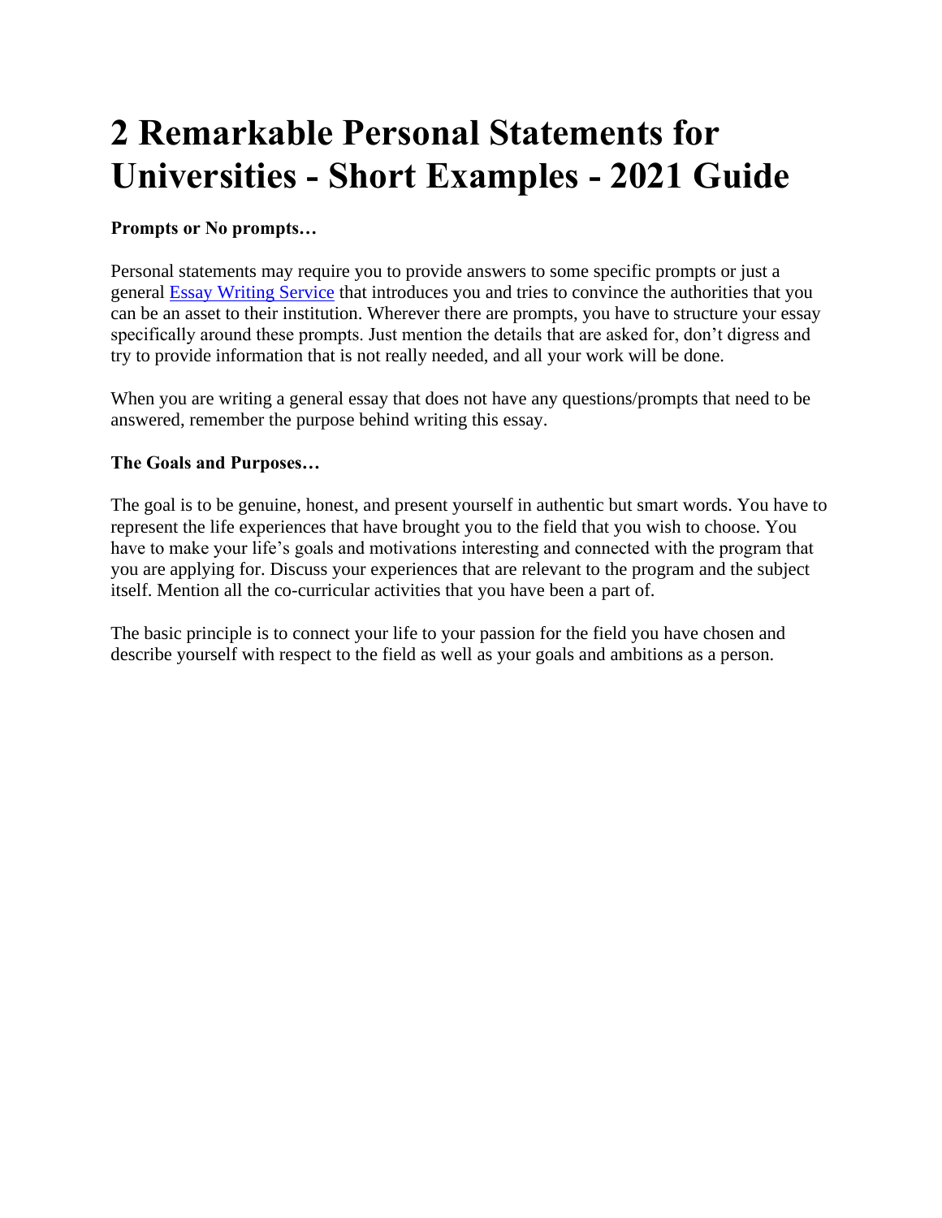# 2 Remarkable Personal Statements for Universities - Short Examples - 2021 Guide

**Prompts or No prompts…**

Personal statements may require you to provide answers to some specific prompts or just a general [Essay Writing Service]() that introduces you and tries to convince the authorities that you can be an asset to their institution. Wherever there are prompts, you have to structure your essay specifically around these prompts. Just mention the details that are asked for, don't digress and try to provide information that is not really needed, and all your work will be done.

When you are writing a general essay that does not have any questions/prompts that need to be answered, remember the purpose behind writing this essay.

**The Goals and Purposes…**

The goal is to be genuine, honest, and present yourself in authentic but smart words. You have to represent the life experiences that have brought you to the field that you wish to choose. You have to make your life's goals and motivations interesting and connected with the program that you are applying for. Discuss your experiences that are relevant to the program and the subject itself. Mention all the co-curricular activities that you have been a part of.

The basic principle is to connect your life to your passion for the field you have chosen and describe yourself with respect to the field as well as your goals and ambitions as a person.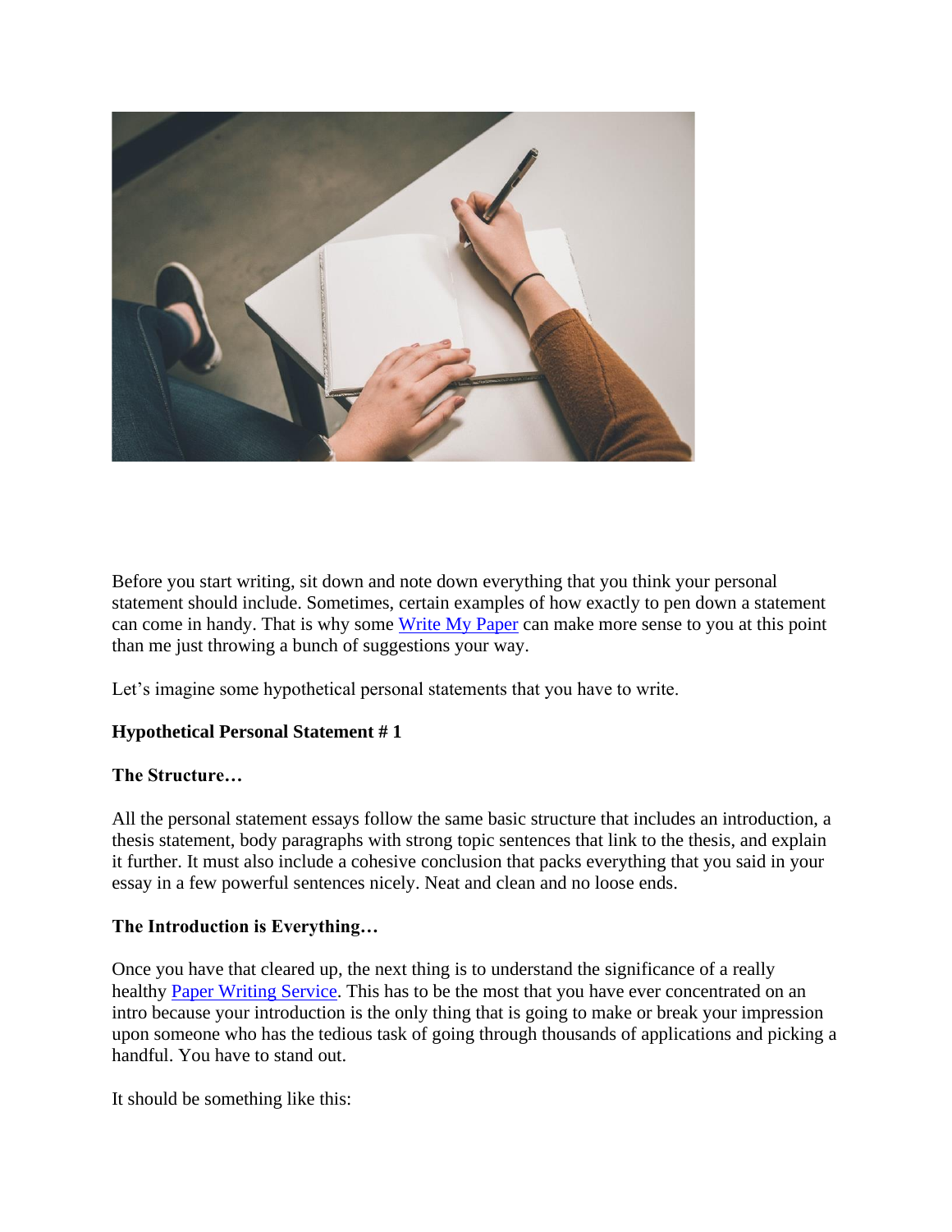Before you start writing, sit down and note down everything that you think your personal statement should include. Sometimes, certain examples of how exactly to pen down a statement can come in handy. That is why some [Write My Paper] can make more sense to you at this point than me just throwing a bunch of suggestions your way.

Let's imagine some hypothetical personal statements that you have to write.

**Hypothetical Personal Statement # 1**

**The Structure…**

All the personal statement essays follow the same basic structure that includes an introduction, a thesis statement, body paragraphs with strong topic sentences that link to the thesis, and explain it further. It must also include a cohesive conclusion that packs everything that you said in your essay in a few powerful sentences nicely. Neat and clean and no loose ends.

**The Introduction is Everything…**

Once you have that cleared up, the next thing is to understand the significance of a really healthy [Paper Writing Service]. This has to be the most that you have ever concentrated on an intro because your introduction is the only thing that is going to make or break your impression upon someone who has the tedious task of going through thousands of applications and picking a handful. You have to stand out.

It should be something like this: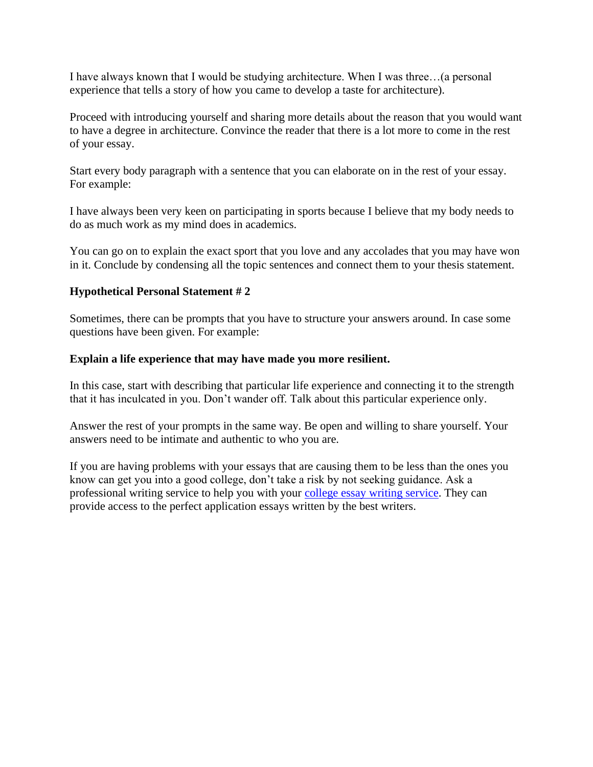I have always known that I would be studying architecture. When I was three…(a personal experience that tells a story of how you came to develop a taste for architecture).

Proceed with introducing yourself and sharing more details about the reason that you would want to have a degree in architecture. Convince the reader that there is a lot more to come in the rest of your essay.

Start every body paragraph with a sentence that you can elaborate on in the rest of your essay. For example:

I have always been very keen on participating in sports because I believe that my body needs to do as much work as my mind does in academics.

You can go on to explain the exact sport that you love and any accolades that you may have won in it. Conclude by condensing all the topic sentences and connect them to your thesis statement.

### Hypothetical Personal Statement # 2

Sometimes, there can be prompts that you have to structure your answers around. In case some questions have been given. For example:

**Explain a life experience that may have made you more resilient.**

In this case, start with describing that particular life experience and connecting it to the strength that it has inculcated in you. Don't wander off. Talk about this particular experience only.

Answer the rest of your prompts in the same way. Be open and willing to share yourself. Your answers need to be intimate and authentic to who you are.

If you are having problems with your essays that are causing them to be less than the ones you know can get you into a good college, don't take a risk by not seeking guidance. Ask a professional writing service to help you with your college essay writing service. They can provide access to the perfect application essays written by the best writers.